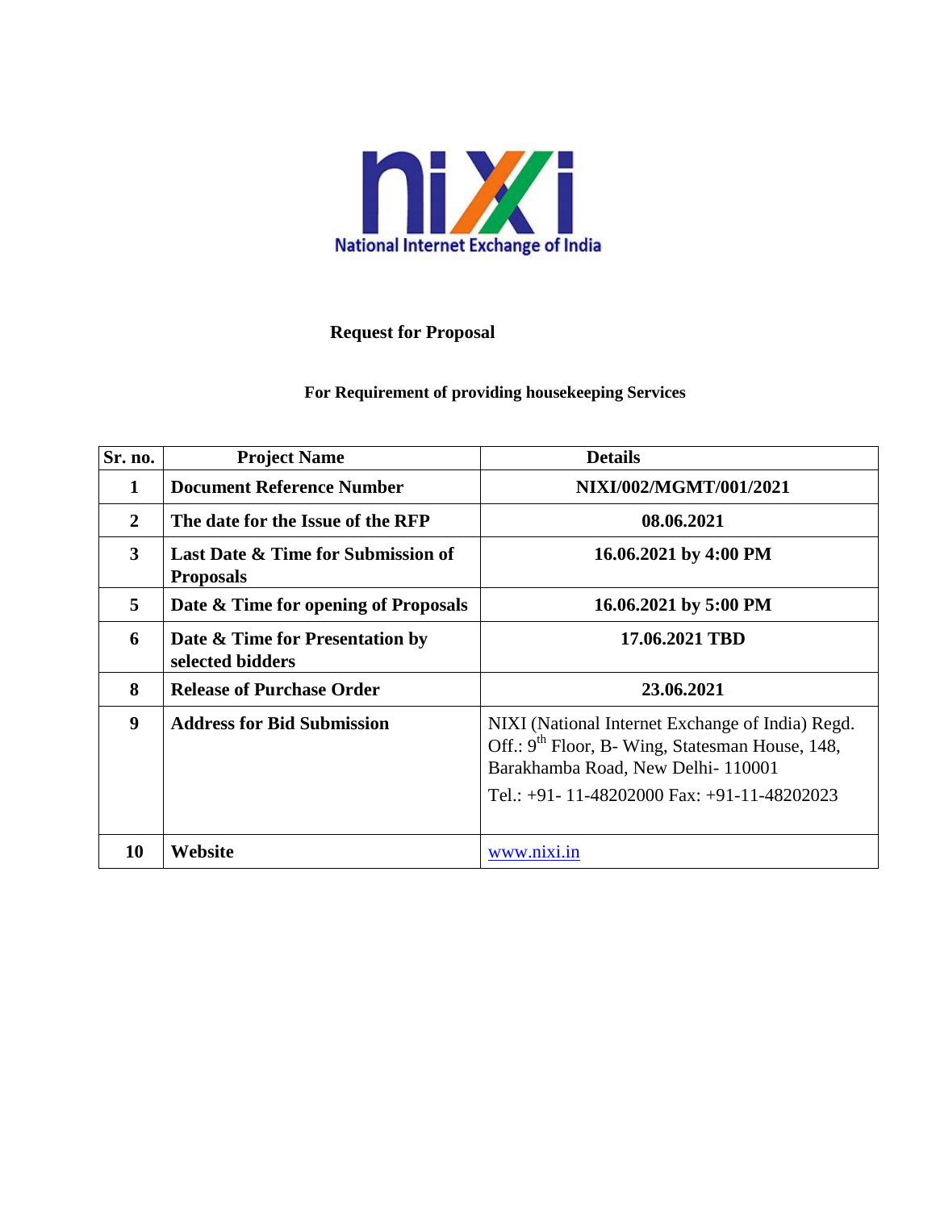National Internet Exchange of India

# Request for Proposal

## For Requirement of providing housekeeping Services

| Sr. no. | Project Name | Details |
|---|---|---|
| 1 | **Document Reference Number** | **NIXI/002/MGMT/001/2021** |
| 2 | **The date for the Issue of the RFP** | **08.06.2021** |
| 3 | **Last Date & Time for Submission of Proposals** | **16.06.2021 by 4:00 PM** |
| 5 | **Date & Time for opening of Proposals** | **16.06.2021 by 5:00 PM** |
| 6 | **Date & Time for Presentation by selected bidders** | **17.06.2021 TBD** |
| 8 | **Release of Purchase Order** | **23.06.2021** |
| 9 | **Address for Bid Submission** | NIXI (National Internet Exchange of India) Regd. Off.: 9th Floor, B- Wing, Statesman House, 148, Barakhamba Road, New Delhi- 110001<br>Tel.: +91- 11-48202000 Fax: +91-11-48202023 |
| 10 | **Website** | www.nixi.in |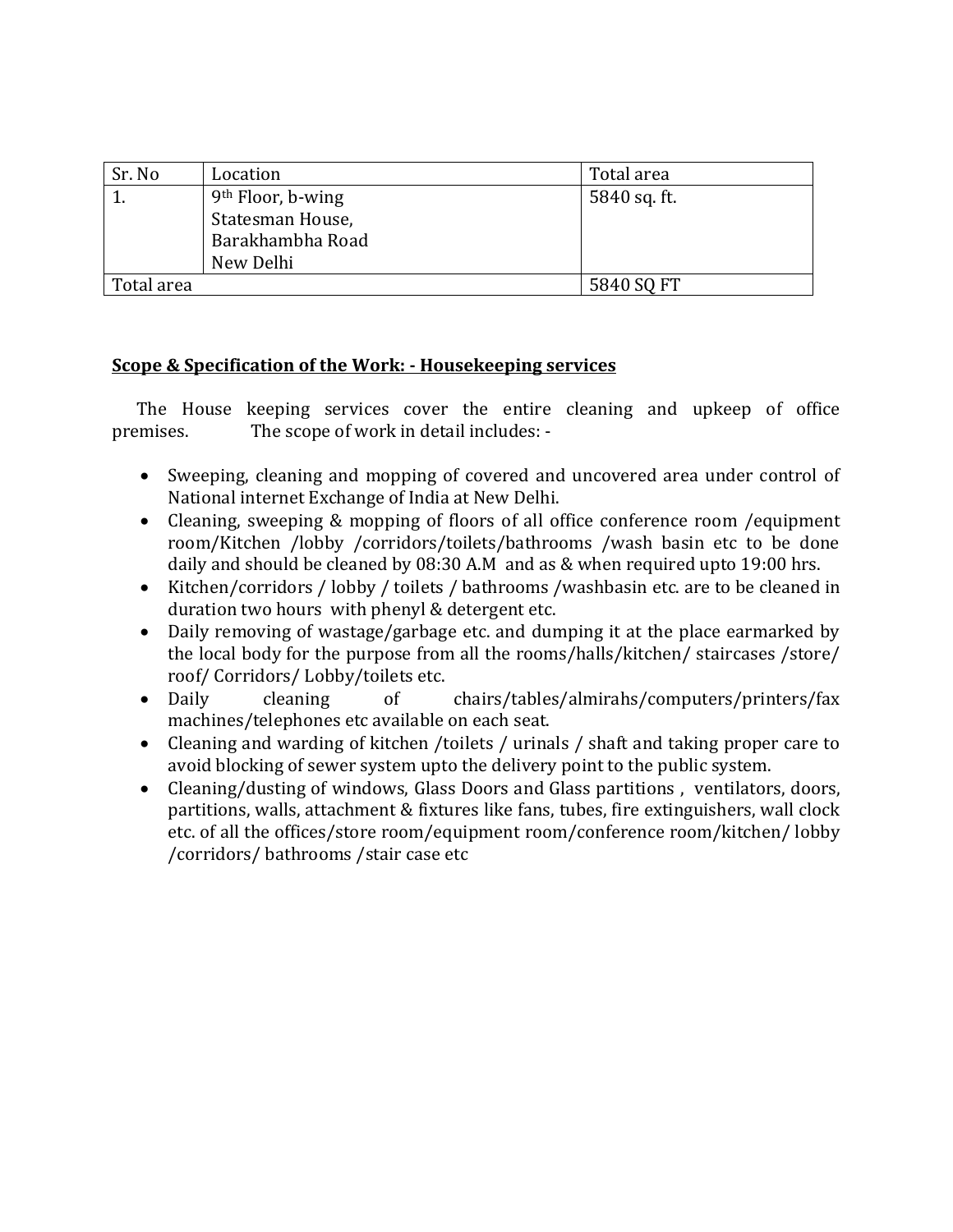| Sr. No | Location | Total area |
|---|---|---|
| 1. | 9th Floor, b-wing<br>Statesman House,<br>Barakhambha Road<br>New Delhi | 5840 sq. ft. |
| Total area | | 5840 SQ FT |

**Scope & Specification of the Work: - Housekeeping services**

The House keeping services cover the entire cleaning and upkeep of office premises. The scope of work in detail includes: -

- Sweeping, cleaning and mopping of covered and uncovered area under control of National internet Exchange of India at New Delhi.
- Cleaning, sweeping & mopping of floors of all office conference room /equipment room/Kitchen /lobby /corridors/toilets/bathrooms /wash basin etc to be done daily and should be cleaned by 08:30 A.M and as & when required upto 19:00 hrs.
- Kitchen/corridors / lobby / toilets / bathrooms /washbasin etc. are to be cleaned in duration two hours with phenyl & detergent etc.
- Daily removing of wastage/garbage etc. and dumping it at the place earmarked by the local body for the purpose from all the rooms/halls/kitchen/ staircases /store/ roof/ Corridors/ Lobby/toilets etc.
- Daily cleaning of chairs/tables/almirahs/computers/printers/fax machines/telephones etc available on each seat.
- Cleaning and warding of kitchen /toilets / urinals / shaft and taking proper care to avoid blocking of sewer system upto the delivery point to the public system.
- Cleaning/dusting of windows, Glass Doors and Glass partitions , ventilators, doors, partitions, walls, attachment & fixtures like fans, tubes, fire extinguishers, wall clock etc. of all the offices/store room/equipment room/conference room/kitchen/ lobby /corridors/ bathrooms /stair case etc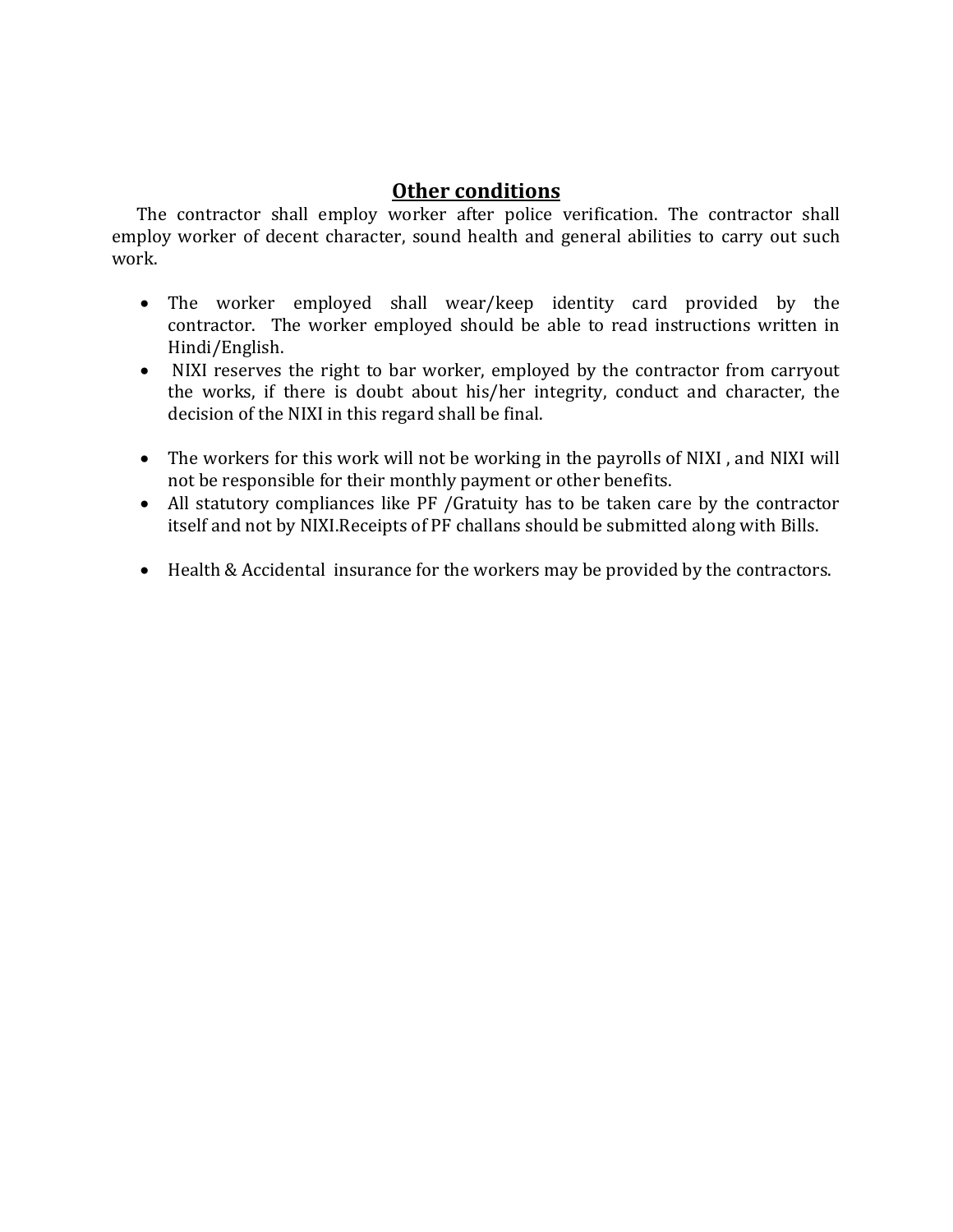## Other conditions

The contractor shall employ worker after police verification. The contractor shall employ worker of decent character, sound health and general abilities to carry out such work.

- The worker employed shall wear/keep identity card provided by the contractor. The worker employed should be able to read instructions written in Hindi/English.
- NIXI reserves the right to bar worker, employed by the contractor from carryout the works, if there is doubt about his/her integrity, conduct and character, the decision of the NIXI in this regard shall be final.

- The workers for this work will not be working in the payrolls of NIXI , and NIXI will not be responsible for their monthly payment or other benefits.
- All statutory compliances like PF /Gratuity has to be taken care by the contractor itself and not by NIXI.Receipts of PF challans should be submitted along with Bills.

- Health & Accidental insurance for the workers may be provided by the contractors.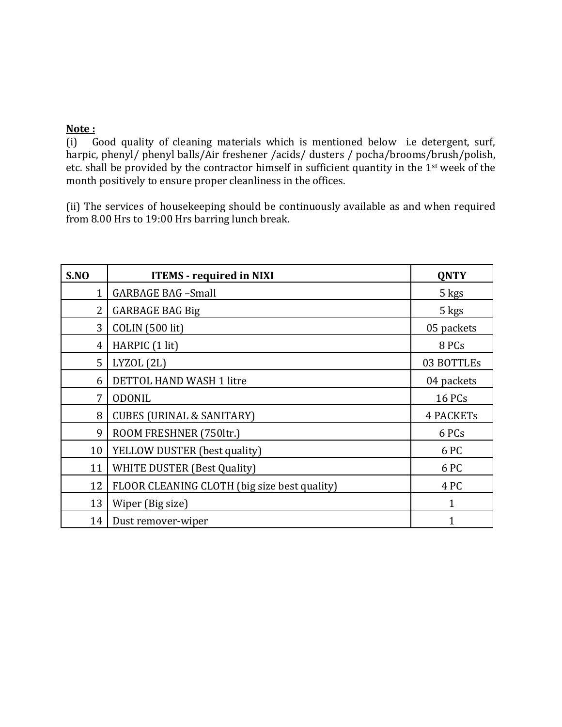**Note :**

(i) Good quality of cleaning materials which is mentioned below i.e detergent, surf, harpic, phenyl/ phenyl balls/Air freshener /acids/ dusters / pocha/brooms/brush/polish, etc. shall be provided by the contractor himself in sufficient quantity in the 1st week of the month positively to ensure proper cleanliness in the offices.

(ii) The services of housekeeping should be continuously available as and when required from 8.00 Hrs to 19:00 Hrs barring lunch break.

| S.NO | ITEMS - required in NIXI | QNTY |
|---|---|---|
| 1 | GARBAGE BAG –Small | 5 kgs |
| 2 | GARBAGE BAG Big | 5 kgs |
| 3 | COLIN (500 lit) | 05 packets |
| 4 | HARPIC (1 lit) | 8 PCs |
| 5 | LYZOL (2L) | 03 BOTTLEs |
| 6 | DETTOL HAND WASH 1 litre | 04 packets |
| 7 | ODONIL | 16 PCs |
| 8 | CUBES (URINAL & SANITARY) | 4 PACKETs |
| 9 | ROOM FRESHNER (750ltr.) | 6 PCs |
| 10 | YELLOW DUSTER (best quality) | 6 PC |
| 11 | WHITE DUSTER (Best Quality) | 6 PC |
| 12 | FLOOR CLEANING CLOTH (big size best quality) | 4 PC |
| 13 | Wiper (Big size) | 1 |
| 14 | Dust remover-wiper | 1 |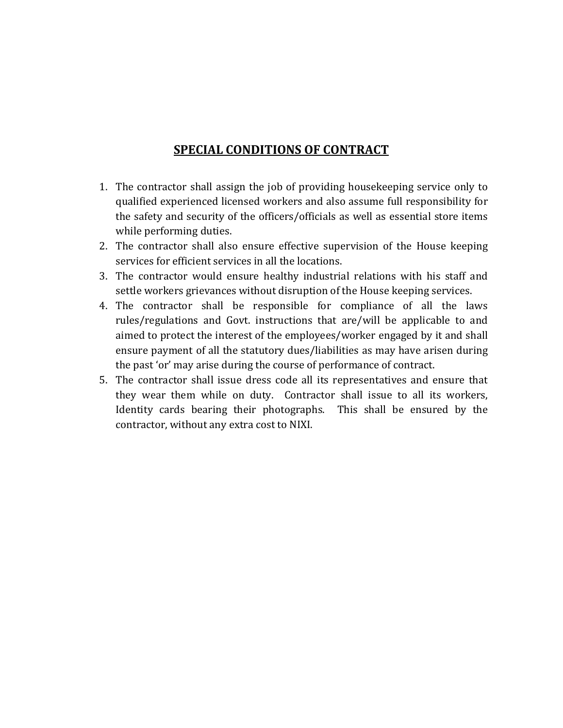## SPECIAL CONDITIONS OF CONTRACT

1. The contractor shall assign the job of providing housekeeping service only to qualified experienced licensed workers and also assume full responsibility for the safety and security of the officers/officials as well as essential store items while performing duties.
2. The contractor shall also ensure effective supervision of the House keeping services for efficient services in all the locations.
3. The contractor would ensure healthy industrial relations with his staff and settle workers grievances without disruption of the House keeping services.
4. The contractor shall be responsible for compliance of all the laws rules/regulations and Govt. instructions that are/will be applicable to and aimed to protect the interest of the employees/worker engaged by it and shall ensure payment of all the statutory dues/liabilities as may have arisen during the past 'or' may arise during the course of performance of contract.
5. The contractor shall issue dress code all its representatives and ensure that they wear them while on duty. Contractor shall issue to all its workers, Identity cards bearing their photographs. This shall be ensured by the contractor, without any extra cost to NIXI.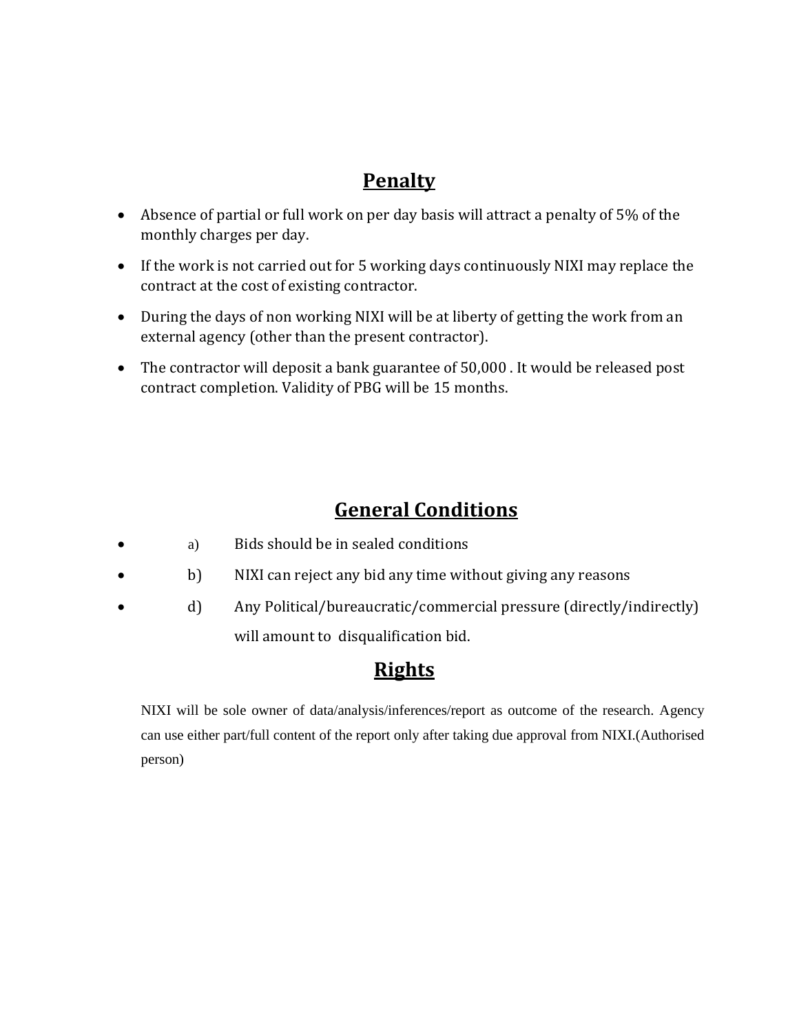## Penalty

- Absence of partial or full work on per day basis will attract a penalty of 5% of the monthly charges per day.
- If the work is not carried out for 5 working days continuously NIXI may replace the contract at the cost of existing contractor.
- During the days of non working NIXI will be at liberty of getting the work from an external agency (other than the present contractor).
- The contractor will deposit a bank guarantee of 50,000 . It would be released post contract completion. Validity of PBG will be 15 months.

## General Conditions

- a) Bids should be in sealed conditions
- b) NIXI can reject any bid any time without giving any reasons
- d) Any Political/bureaucratic/commercial pressure (directly/indirectly) will amount to disqualification bid.

## Rights

NIXI will be sole owner of data/analysis/inferences/report as outcome of the research. Agency can use either part/full content of the report only after taking due approval from NIXI.(Authorised person)